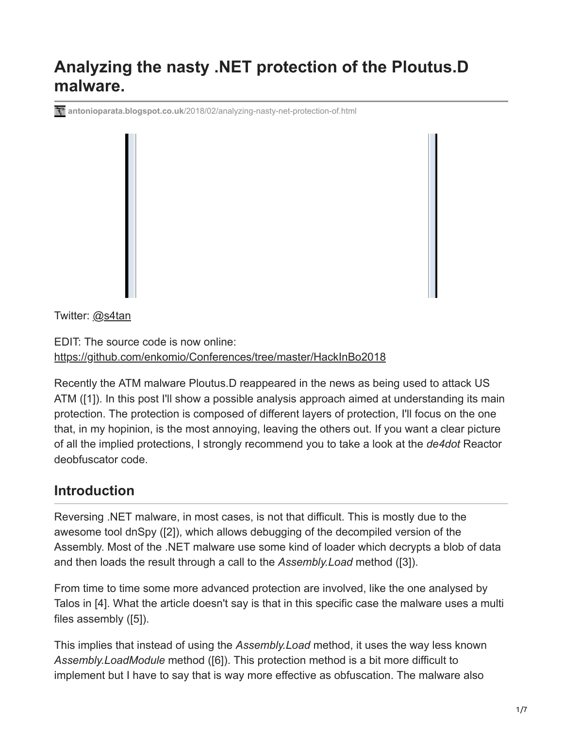# Analyzing the nasty .NET protection of the Ploutus.D malware.

antonioparata.blogspot.co.uk/2018/02/analyzing-nasty-net-protection-of.html

Twitter: @s4tan

EDIT: The source code is now online: https://github.com/enkomio/Conferences/tree/master/HackInBo2018

Recently the ATM malware Ploutus.D reappeared in the news as being used to attack US ATM ([1]). In this post I'll show a possible analysis approach aimed at understanding its main protection. The protection is composed of different layers of protection, I'll focus on the one that, in my hopinion, is the most annoying, leaving the others out. If you want a clear picture of all the implied protections, I strongly recommend you to take a look at the *de4dot* Reactor deobfuscator code.

## Introduction

Reversing .NET malware, in most cases, is not that difficult. This is mostly due to the awesome tool dnSpy ([2]), which allows debugging of the decompiled version of the Assembly. Most of the .NET malware use some kind of loader which decrypts a blob of data and then loads the result through a call to the *Assembly.Load* method ([3]).

From time to time some more advanced protection are involved, like the one analysed by Talos in [4]. What the article doesn't say is that in this specific case the malware uses a multi files assembly ([5]).

This implies that instead of using the *Assembly.Load* method, it uses the way less known *Assembly.LoadModule* method ([6]). This protection method is a bit more difficult to implement but I have to say that is way more effective as obfuscation. The malware also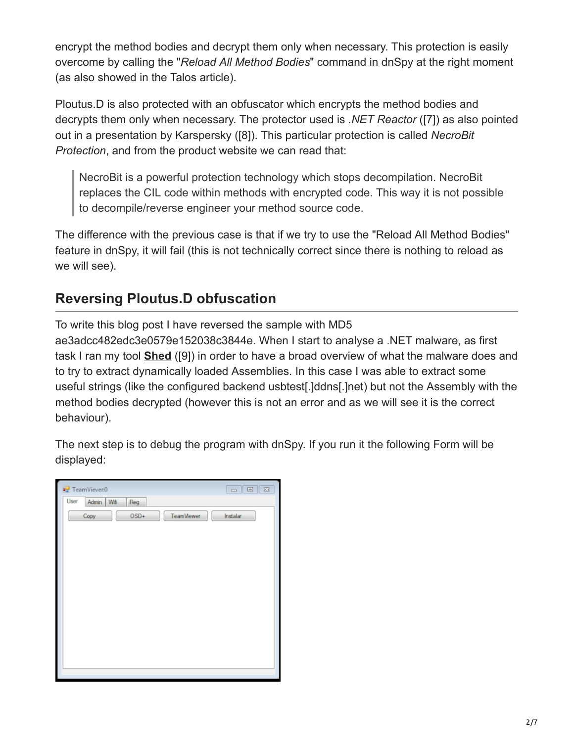encrypt the method bodies and decrypt them only when necessary. This protection is easily overcome by calling the "*Reload All Method Bodies*" command in dnSpy at the right moment (as also showed in the Talos article).

Ploutus.D is also protected with an obfuscator which encrypts the method bodies and decrypts them only when necessary. The protector used is *.NET Reactor* ([7]) as also pointed out in a presentation by Karspersky ([8]). This particular protection is called *NecroBit Protection*, and from the product website we can read that:

> NecroBit is a powerful protection technology which stops decompilation. NecroBit replaces the CIL code within methods with encrypted code. This way it is not possible to decompile/reverse engineer your method source code.

The difference with the previous case is that if we try to use the "Reload All Method Bodies" feature in dnSpy, it will fail (this is not technically correct since there is nothing to reload as we will see).

## Reversing Ploutus.D obfuscation

To write this blog post I have reversed the sample with MD5 ae3adcc482edc3e0579e152038c3844e. When I start to analyse a .NET malware, as first task I ran my tool **Shed** ([9]) in order to have a broad overview of what the malware does and to try to extract dynamically loaded Assemblies. In this case I was able to extract some useful strings (like the configured backend usbtest[.]ddns[.]net) but not the Assembly with the method bodies decrypted (however this is not an error and as we will see it is the correct behaviour).

The next step is to debug the program with dnSpy. If you run it the following Form will be displayed: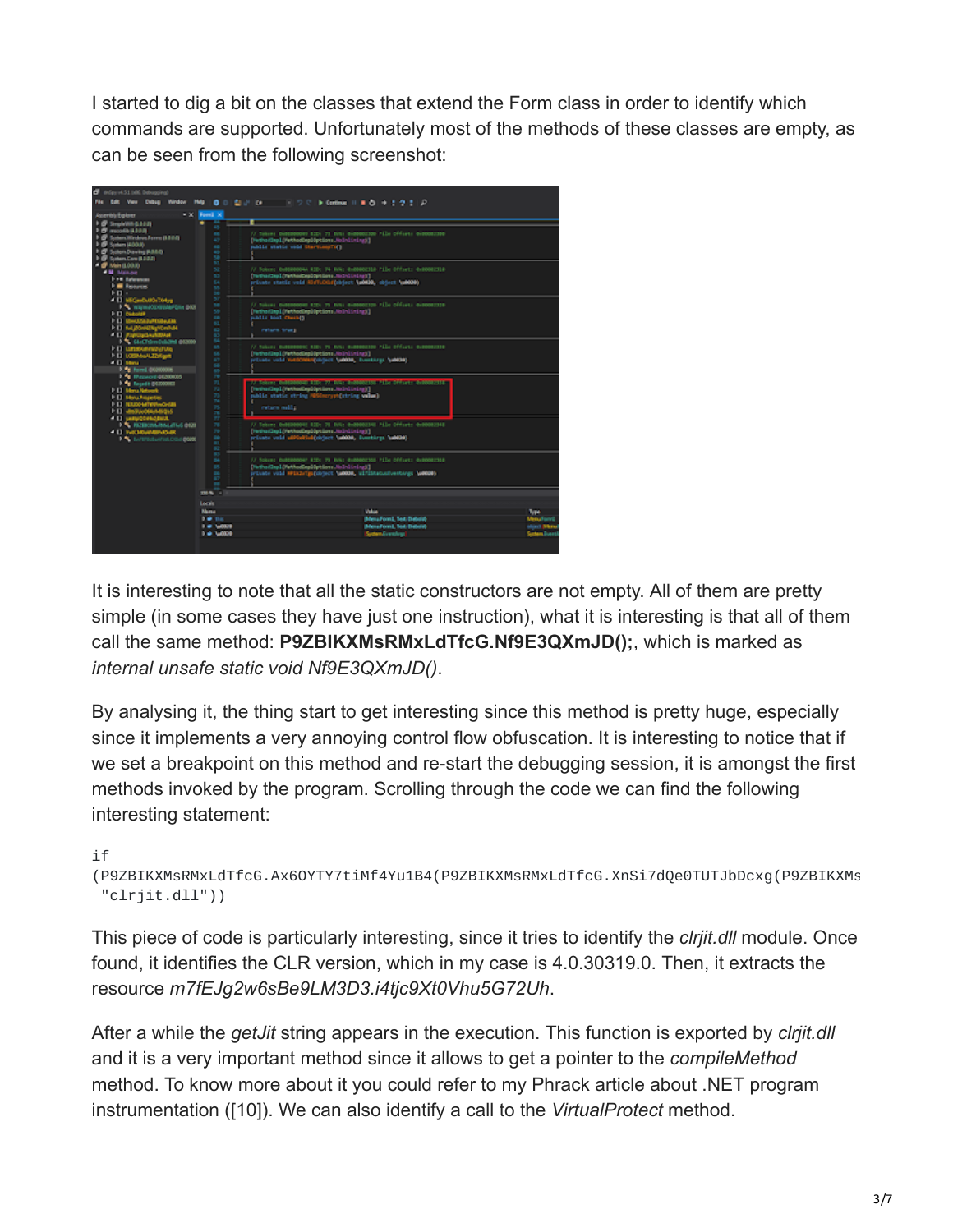I started to dig a bit on the classes that extend the Form class in order to identify which commands are supported. Unfortunately most of the methods of these classes are empty, as can be seen from the following screenshot:

It is interesting to note that all the static constructors are not empty. All of them are pretty simple (in some cases they have just one instruction), what it is interesting is that all of them call the same method: **P9ZBIKXMsRMxLdTfcG.Nf9E3QXmJD();**, which is marked as *internal unsafe static void Nf9E3QXmJD()*.

By analysing it, the thing start to get interesting since this method is pretty huge, especially since it implements a very annoying control flow obfuscation. It is interesting to notice that if we set a breakpoint on this method and re-start the debugging session, it is amongst the first methods invoked by the program. Scrolling through the code we can find the following interesting statement:

```
if
(P9ZBIKXMsRMxLdTfcG.Ax6OYTY7tiMf4Yu1B4(P9ZBIKXMsRMxLdTfcG.XnSi7dQe0TUTJbDcxg(P9ZBIKXMs
 "clrjit.dll"))
```

This piece of code is particularly interesting, since it tries to identify the *clrjit.dll* module. Once found, it identifies the CLR version, which in my case is 4.0.30319.0. Then, it extracts the resource *m7fEJg2w6sBe9LM3D3.i4tjc9Xt0Vhu5G72Uh*.

After a while the *getJit* string appears in the execution. This function is exported by *clrjit.dll* and it is a very important method since it allows to get a pointer to the *compileMethod* method. To know more about it you could refer to my Phrack article about .NET program instrumentation ([10]). We can also identify a call to the *VirtualProtect* method.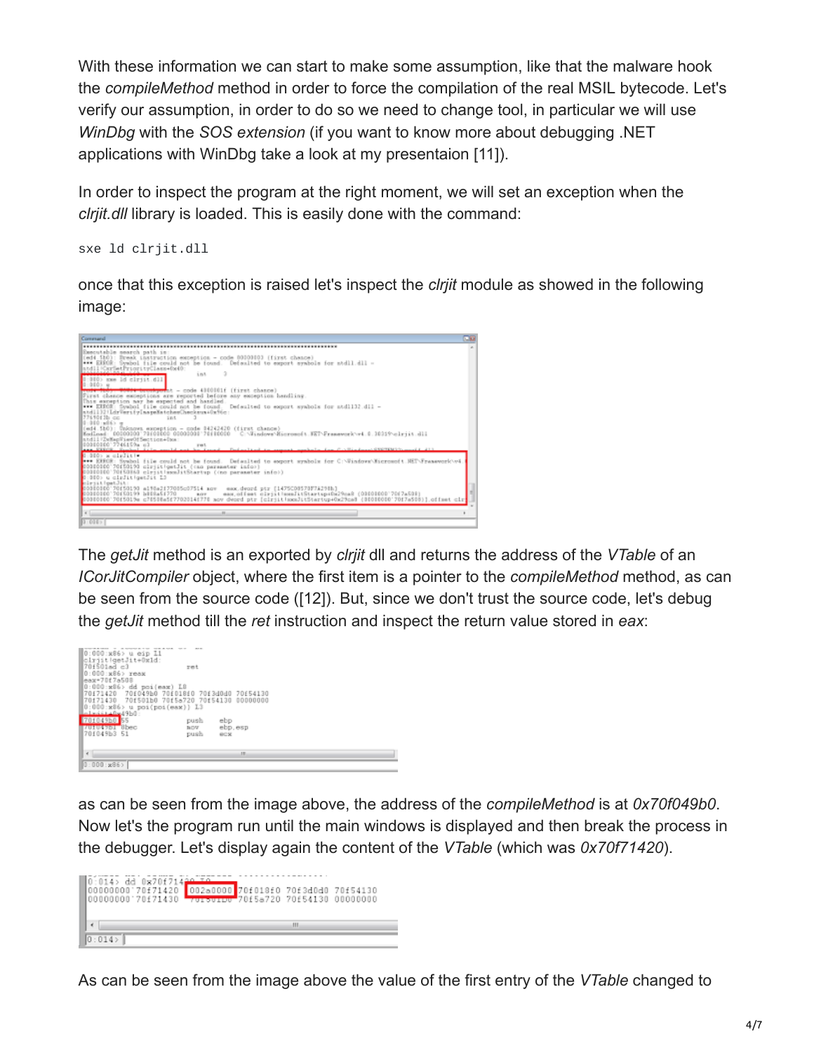With these information we can start to make some assumption, like that the malware hook the *compileMethod* method in order to force the compilation of the real MSIL bytecode. Let's verify our assumption, in order to do so we need to change tool, in particular we will use *WinDbg* with the *SOS extension* (if you want to know more about debugging .NET applications with WinDbg take a look at my presentaion [11]).

In order to inspect the program at the right moment, we will set an exception when the *clrjit.dll* library is loaded. This is easily done with the command:

```
sxe ld clrjit.dll
```

once that this exception is raised let's inspect the *clrjit* module as showed in the following image:

The *getJit* method is an exported by *clrjit* dll and returns the address of the *VTable* of an *ICorJitCompiler* object, where the first item is a pointer to the *compileMethod* method, as can be seen from the source code ([12]). But, since we don't trust the source code, let's debug the *getJit* method till the *ret* instruction and inspect the return value stored in *eax*:

as can be seen from the image above, the address of the *compileMethod* is at *0x70f049b0*. Now let's the program run until the main windows is displayed and then break the process in the debugger. Let's display again the content of the *VTable* (which was *0x70f71420*).

As can be seen from the image above the value of the first entry of the *VTable* changed to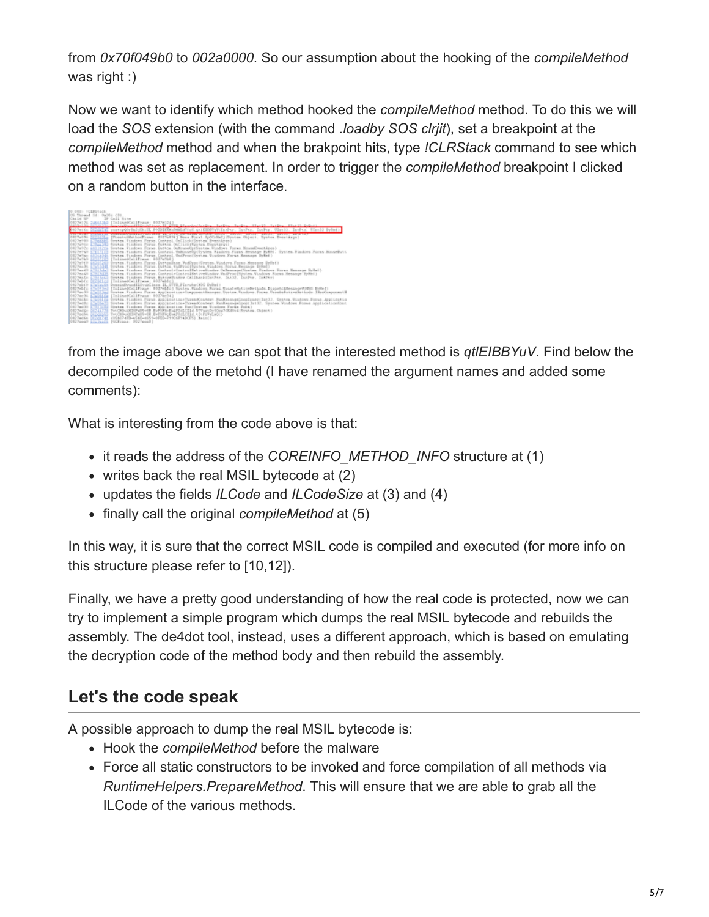from *0x70f049b0* to *002a0000*. So our assumption about the hooking of the *compileMethod* was right :)

Now we want to identify which method hooked the *compileMethod* method. To do this we will load the *SOS* extension (with the command *.loadby SOS clrjit*), set a breakpoint at the *compileMethod* method and when the brakpoint hits, type *!CLRStack* command to see which method was set as replacement. In order to trigger the *compileMethod* breakpoint I clicked on a random button in the interface.

from the image above we can spot that the interested method is *qtlEIBBYuV*. Find below the decompiled code of the metohd (I have renamed the argument names and added some comments):

What is interesting from the code above is that:

- it reads the address of the *COREINFO_METHOD_INFO* structure at (1)
- writes back the real MSIL bytecode at (2)
- updates the fields *ILCode* and *ILCodeSize* at (3) and (4)
- finally call the original *compileMethod* at (5)

In this way, it is sure that the correct MSIL code is compiled and executed (for more info on this structure please refer to [10,12]).

Finally, we have a pretty good understanding of how the real code is protected, now we can try to implement a simple program which dumps the real MSIL bytecode and rebuilds the assembly. The de4dot tool, instead, uses a different approach, which is based on emulating the decryption code of the method body and then rebuild the assembly.

## Let's the code speak

A possible approach to dump the real MSIL bytecode is:

- Hook the *compileMethod* before the malware
- Force all static constructors to be invoked and force compilation of all methods via *RuntimeHelpers.PrepareMethod*. This will ensure that we are able to grab all the ILCode of the various methods.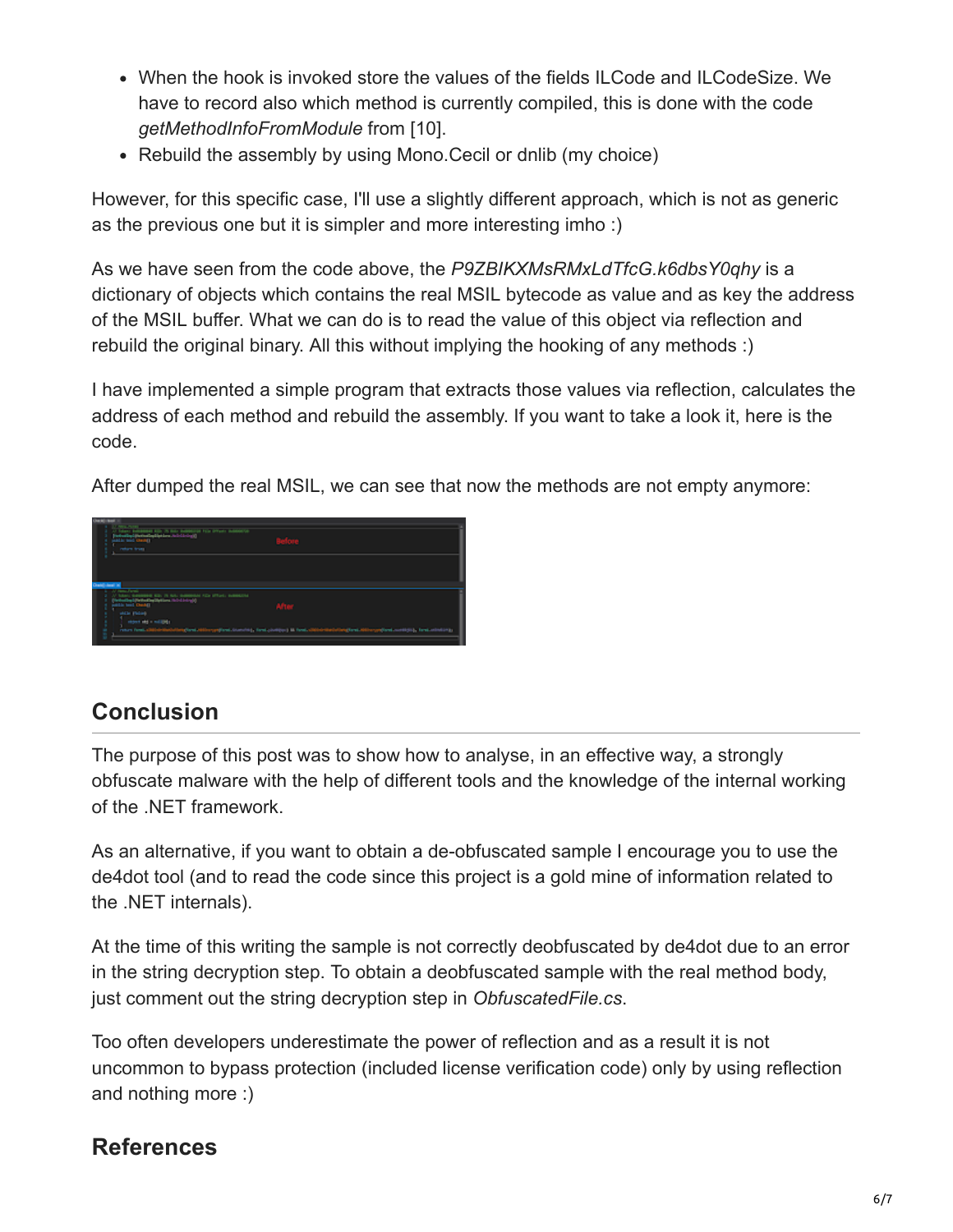- When the hook is invoked store the values of the fields ILCode and ILCodeSize. We have to record also which method is currently compiled, this is done with the code *getMethodInfoFromModule* from [10].
- Rebuild the assembly by using Mono.Cecil or dnlib (my choice)

However, for this specific case, I'll use a slightly different approach, which is not as generic as the previous one but it is simpler and more interesting imho :)

As we have seen from the code above, the *P9ZBIKXMsRMxLdTfcG.k6dbsY0qhy* is a dictionary of objects which contains the real MSIL bytecode as value and as key the address of the MSIL buffer. What we can do is to read the value of this object via reflection and rebuild the original binary. All this without implying the hooking of any methods :)

I have implemented a simple program that extracts those values via reflection, calculates the address of each method and rebuild the assembly. If you want to take a look it, here is the code.

After dumped the real MSIL, we can see that now the methods are not empty anymore:

## Conclusion

The purpose of this post was to show how to analyse, in an effective way, a strongly obfuscate malware with the help of different tools and the knowledge of the internal working of the .NET framework.

As an alternative, if you want to obtain a de-obfuscated sample I encourage you to use the de4dot tool (and to read the code since this project is a gold mine of information related to the .NET internals).

At the time of this writing the sample is not correctly deobfuscated by de4dot due to an error in the string decryption step. To obtain a deobfuscated sample with the real method body, just comment out the string decryption step in *ObfuscatedFile.cs*.

Too often developers underestimate the power of reflection and as a result it is not uncommon to bypass protection (included license verification code) only by using reflection and nothing more :)

## References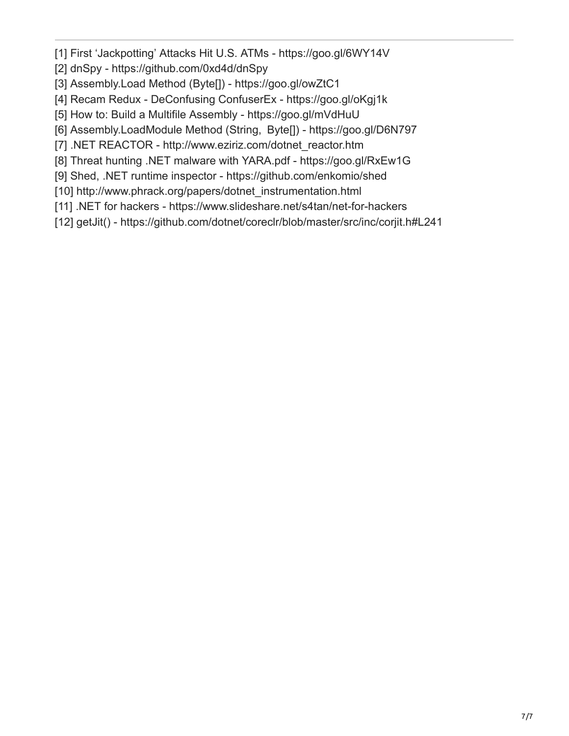[1] First ‘Jackpotting’ Attacks Hit U.S. ATMs - https://goo.gl/6WY14V
[2] dnSpy - https://github.com/0xd4d/dnSpy
[3] Assembly.Load Method (Byte[]) - https://goo.gl/owZtC1
[4] Recam Redux - DeConfusing ConfuserEx - https://goo.gl/oKgj1k
[5] How to: Build a Multifile Assembly - https://goo.gl/mVdHuU
[6] Assembly.LoadModule Method (String, Byte[]) - https://goo.gl/D6N797
[7] .NET REACTOR - http://www.eziriz.com/dotnet_reactor.htm
[8] Threat hunting .NET malware with YARA.pdf - https://goo.gl/RxEw1G
[9] Shed, .NET runtime inspector - https://github.com/enkomio/shed
[10] http://www.phrack.org/papers/dotnet_instrumentation.html
[11] .NET for hackers - https://www.slideshare.net/s4tan/net-for-hackers
[12] getJit() - https://github.com/dotnet/coreclr/blob/master/src/inc/corjit.h#L241